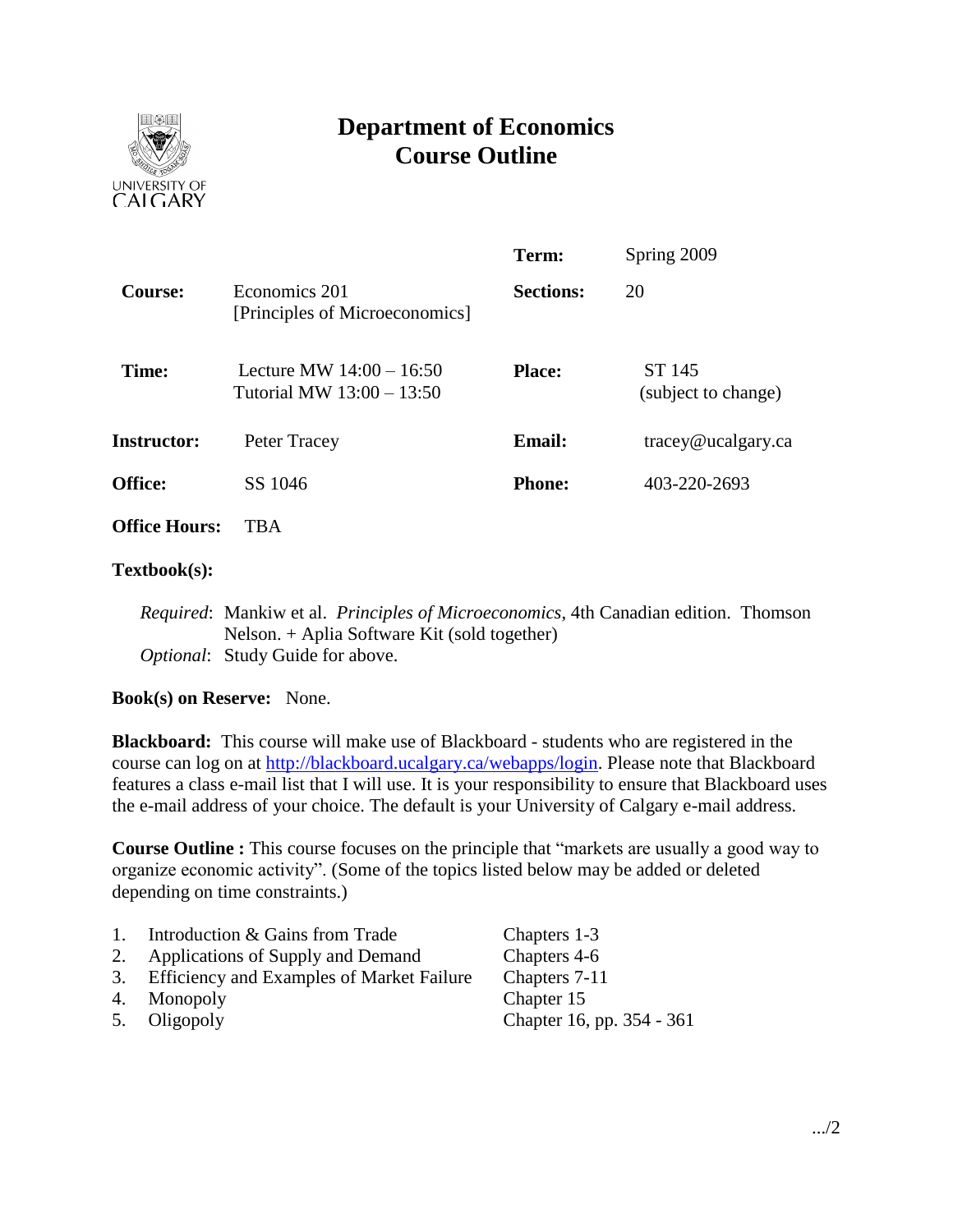# Department of Economics Course Outline

UNIVERSITY OF CALGARY

| | | | |
|---|---|---|---|
| | | **Term:** | Spring 2009 |
| **Course:** | Economics 201 [Principles of Microeconomics] | **Sections:** | 20 |
| **Time:** | Lecture MW 14:00 – 16:50<br>Tutorial MW 13:00 – 13:50 | **Place:** | ST 145 (subject to change) |
| **Instructor:** | Peter Tracey | **Email:** | tracey@ucalgary.ca |
| **Office:** | SS 1046 | **Phone:** | 403-220-2693 |
| **Office Hours:** | TBA | | |

**Textbook(s):**

*Required*: Mankiw et al. *Principles of Microeconomics*, 4th Canadian edition. Thomson Nelson. + Aplia Software Kit (sold together)
*Optional*: Study Guide for above.

**Book(s) on Reserve:** None.

**Blackboard:** This course will make use of Blackboard - students who are registered in the course can log on at http://blackboard.ucalgary.ca/webapps/login. Please note that Blackboard features a class e-mail list that I will use. It is your responsibility to ensure that Blackboard uses the e-mail address of your choice. The default is your University of Calgary e-mail address.

**Course Outline :** This course focuses on the principle that "markets are usually a good way to organize economic activity". (Some of the topics listed below may be added or deleted depending on time constraints.)

| | Topic | Chapters |
|---|---|---|
| 1. | Introduction & Gains from Trade | Chapters 1-3 |
| 2. | Applications of Supply and Demand | Chapters 4-6 |
| 3. | Efficiency and Examples of Market Failure | Chapters 7-11 |
| 4. | Monopoly | Chapter 15 |
| 5. | Oligopoly | Chapter 16, pp. 354 - 361 |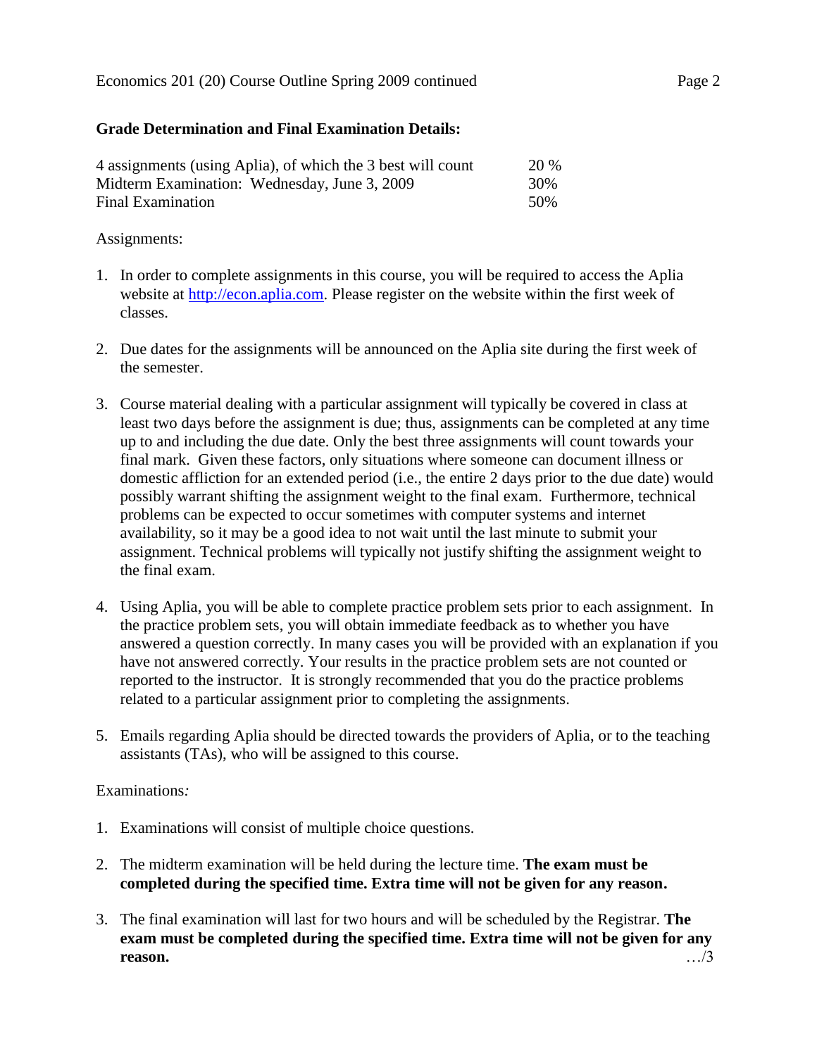**Grade Determination and Final Examination Details:**

| | |
|---|---|
| 4 assignments (using Aplia), of which the 3 best will count | 20 % |
| Midterm Examination: Wednesday, June 3, 2009 | 30% |
| Final Examination | 50% |

Assignments:

1. In order to complete assignments in this course, you will be required to access the Aplia website at http://econ.aplia.com. Please register on the website within the first week of classes.

2. Due dates for the assignments will be announced on the Aplia site during the first week of the semester.

3. Course material dealing with a particular assignment will typically be covered in class at least two days before the assignment is due; thus, assignments can be completed at any time up to and including the due date. Only the best three assignments will count towards your final mark. Given these factors, only situations where someone can document illness or domestic affliction for an extended period (i.e., the entire 2 days prior to the due date) would possibly warrant shifting the assignment weight to the final exam. Furthermore, technical problems can be expected to occur sometimes with computer systems and internet availability, so it may be a good idea to not wait until the last minute to submit your assignment. Technical problems will typically not justify shifting the assignment weight to the final exam.

4. Using Aplia, you will be able to complete practice problem sets prior to each assignment. In the practice problem sets, you will obtain immediate feedback as to whether you have answered a question correctly. In many cases you will be provided with an explanation if you have not answered correctly. Your results in the practice problem sets are not counted or reported to the instructor. It is strongly recommended that you do the practice problems related to a particular assignment prior to completing the assignments.

5. Emails regarding Aplia should be directed towards the providers of Aplia, or to the teaching assistants (TAs), who will be assigned to this course.

Examinations*:*

1. Examinations will consist of multiple choice questions.

2. The midterm examination will be held during the lecture time. **The exam must be completed during the specified time. Extra time will not be given for any reason.**

3. The final examination will last for two hours and will be scheduled by the Registrar. **The exam must be completed during the specified time. Extra time will not be given for any reason.**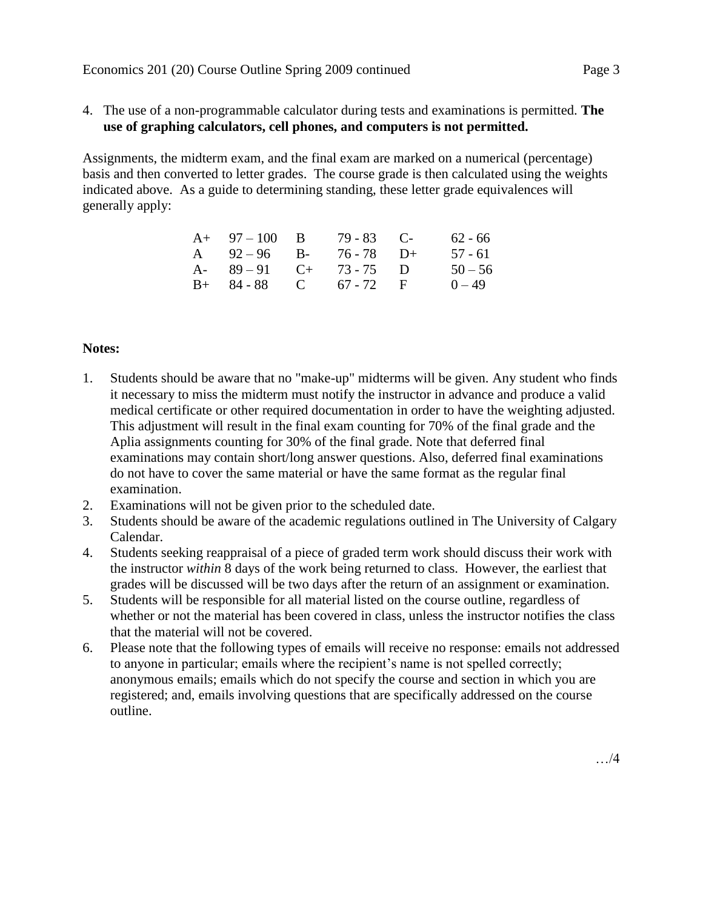4. The use of a non-programmable calculator during tests and examinations is permitted. **The use of graphing calculators, cell phones, and computers is not permitted.**

Assignments, the midterm exam, and the final exam are marked on a numerical (percentage) basis and then converted to letter grades. The course grade is then calculated using the weights indicated above. As a guide to determining standing, these letter grade equivalences will generally apply:

| | | | | | |
|---|---|---|---|---|---|
| A+ | 97 – 100 | B | 79 - 83 | C- | 62 - 66 |
| A | 92 – 96 | B- | 76 - 78 | D+ | 57 - 61 |
| A- | 89 – 91 | C+ | 73 - 75 | D | 50 – 56 |
| B+ | 84 - 88 | C | 67 - 72 | F | 0 – 49 |

**Notes:**

1. Students should be aware that no "make-up" midterms will be given. Any student who finds it necessary to miss the midterm must notify the instructor in advance and produce a valid medical certificate or other required documentation in order to have the weighting adjusted. This adjustment will result in the final exam counting for 70% of the final grade and the Aplia assignments counting for 30% of the final grade. Note that deferred final examinations may contain short/long answer questions. Also, deferred final examinations do not have to cover the same material or have the same format as the regular final examination.
2. Examinations will not be given prior to the scheduled date.
3. Students should be aware of the academic regulations outlined in The University of Calgary Calendar.
4. Students seeking reappraisal of a piece of graded term work should discuss their work with the instructor *within* 8 days of the work being returned to class. However, the earliest that grades will be discussed will be two days after the return of an assignment or examination.
5. Students will be responsible for all material listed on the course outline, regardless of whether or not the material has been covered in class, unless the instructor notifies the class that the material will not be covered.
6. Please note that the following types of emails will receive no response: emails not addressed to anyone in particular; emails where the recipient's name is not spelled correctly; anonymous emails; emails which do not specify the course and section in which you are registered; and, emails involving questions that are specifically addressed on the course outline.

…/4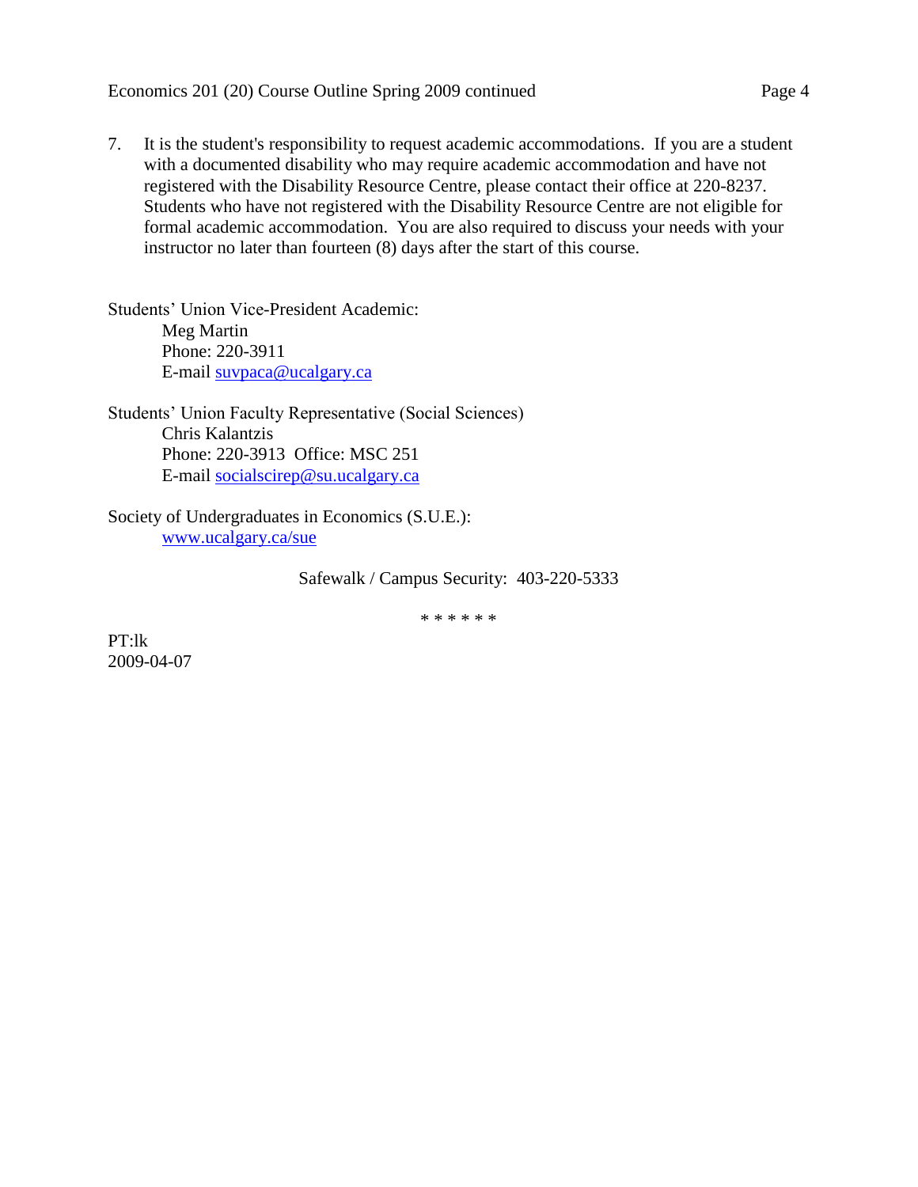7. It is the student's responsibility to request academic accommodations. If you are a student with a documented disability who may require academic accommodation and have not registered with the Disability Resource Centre, please contact their office at 220-8237. Students who have not registered with the Disability Resource Centre are not eligible for formal academic accommodation. You are also required to discuss your needs with your instructor no later than fourteen (8) days after the start of this course.

Students' Union Vice-President Academic:
Meg Martin
Phone: 220-3911
E-mail suvpaca@ucalgary.ca

Students' Union Faculty Representative (Social Sciences)
Chris Kalantzis
Phone: 220-3913 Office: MSC 251
E-mail socialscirep@su.ucalgary.ca

Society of Undergraduates in Economics (S.U.E.):
www.ucalgary.ca/sue

Safewalk / Campus Security: 403-220-5333

* * * * * *

PT:lk
2009-04-07